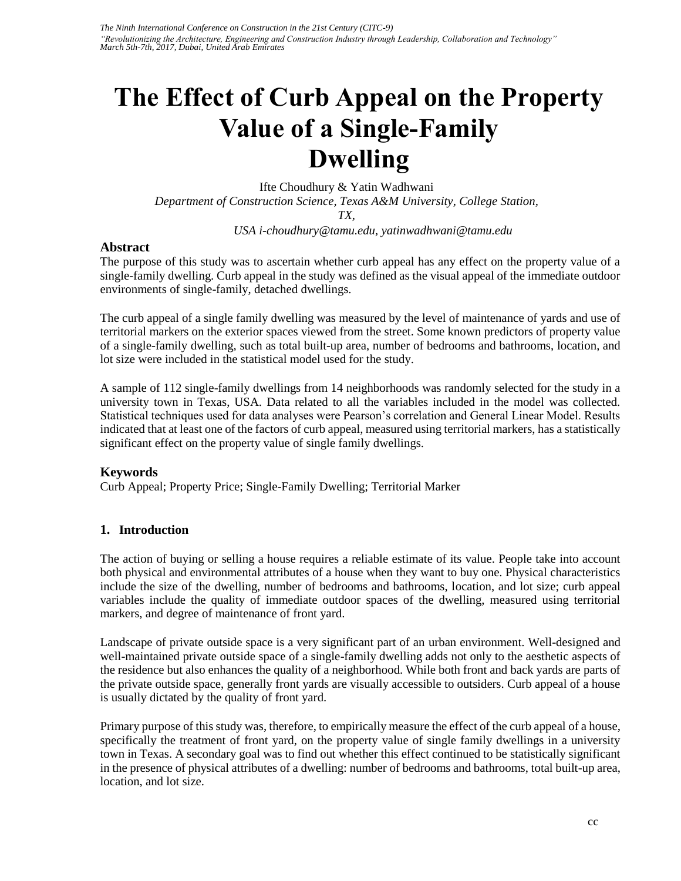# The Effect of Curb Appeal on the Property Value of a Single-Family Dwelling

Ifte Choudhury & Yatin Wadhwani

*Department of Construction Science, Texas A&M University, College Station, TX,*

*USA i-choudhury@tamu.edu, yatinwadhwani@tamu.edu*

## Abstract

The purpose of this study was to ascertain whether curb appeal has any effect on the property value of a single-family dwelling. Curb appeal in the study was defined as the visual appeal of the immediate outdoor environments of single-family, detached dwellings.

The curb appeal of a single family dwelling was measured by the level of maintenance of yards and use of territorial markers on the exterior spaces viewed from the street. Some known predictors of property value of a single-family dwelling, such as total built-up area, number of bedrooms and bathrooms, location, and lot size were included in the statistical model used for the study.

A sample of 112 single-family dwellings from 14 neighborhoods was randomly selected for the study in a university town in Texas, USA. Data related to all the variables included in the model was collected. Statistical techniques used for data analyses were Pearson's correlation and General Linear Model. Results indicated that at least one of the factors of curb appeal, measured using territorial markers, has a statistically significant effect on the property value of single family dwellings.

## Keywords

Curb Appeal; Property Price; Single-Family Dwelling; Territorial Marker

## 1. Introduction

The action of buying or selling a house requires a reliable estimate of its value. People take into account both physical and environmental attributes of a house when they want to buy one. Physical characteristics include the size of the dwelling, number of bedrooms and bathrooms, location, and lot size; curb appeal variables include the quality of immediate outdoor spaces of the dwelling, measured using territorial markers, and degree of maintenance of front yard.

Landscape of private outside space is a very significant part of an urban environment. Well-designed and well-maintained private outside space of a single-family dwelling adds not only to the aesthetic aspects of the residence but also enhances the quality of a neighborhood. While both front and back yards are parts of the private outside space, generally front yards are visually accessible to outsiders. Curb appeal of a house is usually dictated by the quality of front yard.

Primary purpose of this study was, therefore, to empirically measure the effect of the curb appeal of a house, specifically the treatment of front yard, on the property value of single family dwellings in a university town in Texas. A secondary goal was to find out whether this effect continued to be statistically significant in the presence of physical attributes of a dwelling: number of bedrooms and bathrooms, total built-up area, location, and lot size.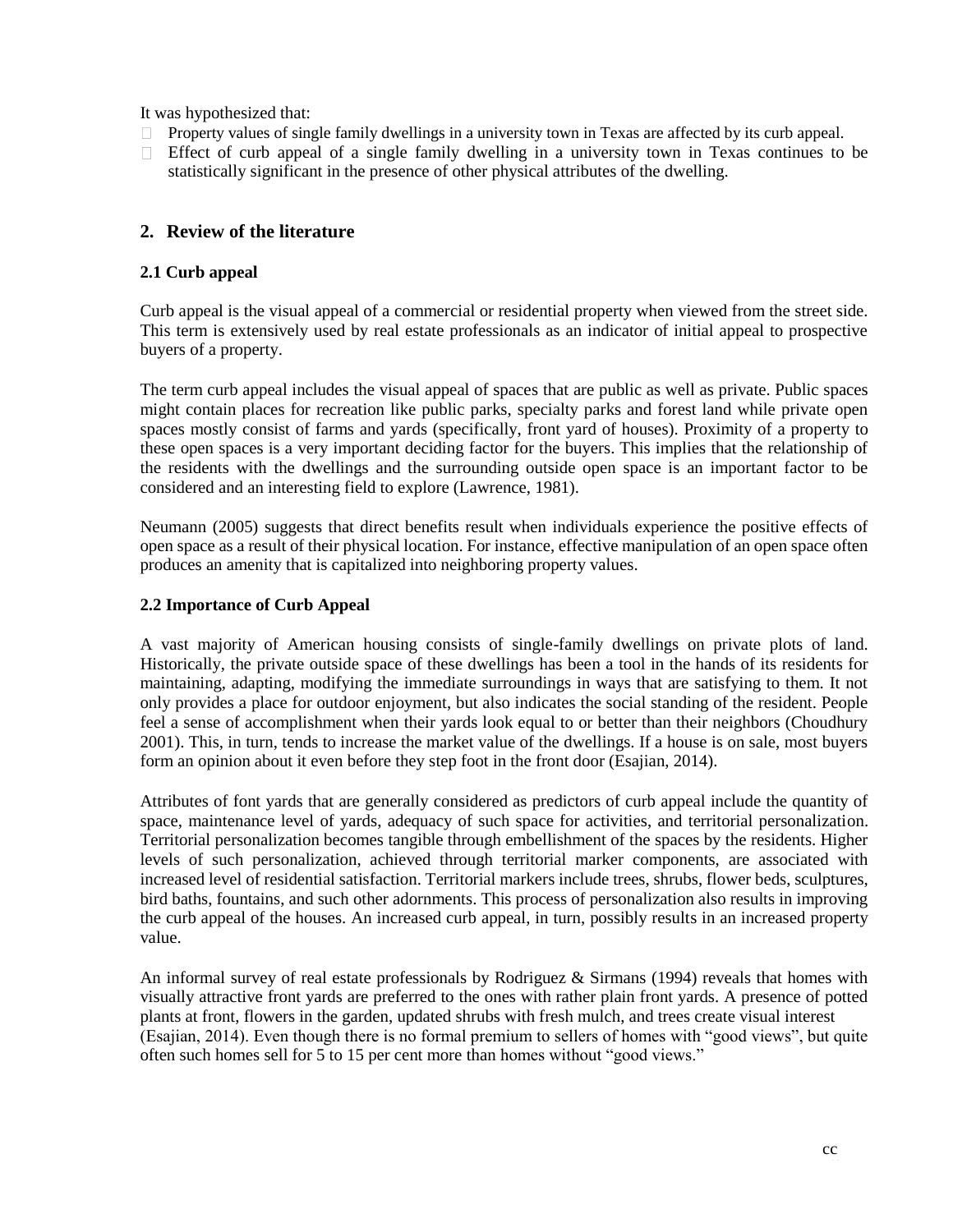It was hypothesized that:

- Property values of single family dwellings in a university town in Texas are affected by its curb appeal.
- Effect of curb appeal of a single family dwelling in a university town in Texas continues to be statistically significant in the presence of other physical attributes of the dwelling.

## 2. Review of the literature

### 2.1 Curb appeal

Curb appeal is the visual appeal of a commercial or residential property when viewed from the street side. This term is extensively used by real estate professionals as an indicator of initial appeal to prospective buyers of a property.

The term curb appeal includes the visual appeal of spaces that are public as well as private. Public spaces might contain places for recreation like public parks, specialty parks and forest land while private open spaces mostly consist of farms and yards (specifically, front yard of houses). Proximity of a property to these open spaces is a very important deciding factor for the buyers. This implies that the relationship of the residents with the dwellings and the surrounding outside open space is an important factor to be considered and an interesting field to explore (Lawrence, 1981).

Neumann (2005) suggests that direct benefits result when individuals experience the positive effects of open space as a result of their physical location. For instance, effective manipulation of an open space often produces an amenity that is capitalized into neighboring property values.

### 2.2 Importance of Curb Appeal

A vast majority of American housing consists of single-family dwellings on private plots of land. Historically, the private outside space of these dwellings has been a tool in the hands of its residents for maintaining, adapting, modifying the immediate surroundings in ways that are satisfying to them. It not only provides a place for outdoor enjoyment, but also indicates the social standing of the resident. People feel a sense of accomplishment when their yards look equal to or better than their neighbors (Choudhury 2001). This, in turn, tends to increase the market value of the dwellings. If a house is on sale, most buyers form an opinion about it even before they step foot in the front door (Esajian, 2014).

Attributes of font yards that are generally considered as predictors of curb appeal include the quantity of space, maintenance level of yards, adequacy of such space for activities, and territorial personalization. Territorial personalization becomes tangible through embellishment of the spaces by the residents. Higher levels of such personalization, achieved through territorial marker components, are associated with increased level of residential satisfaction. Territorial markers include trees, shrubs, flower beds, sculptures, bird baths, fountains, and such other adornments. This process of personalization also results in improving the curb appeal of the houses. An increased curb appeal, in turn, possibly results in an increased property value.

An informal survey of real estate professionals by Rodriguez & Sirmans (1994) reveals that homes with visually attractive front yards are preferred to the ones with rather plain front yards. A presence of potted plants at front, flowers in the garden, updated shrubs with fresh mulch, and trees create visual interest (Esajian, 2014). Even though there is no formal premium to sellers of homes with "good views", but quite often such homes sell for 5 to 15 per cent more than homes without "good views."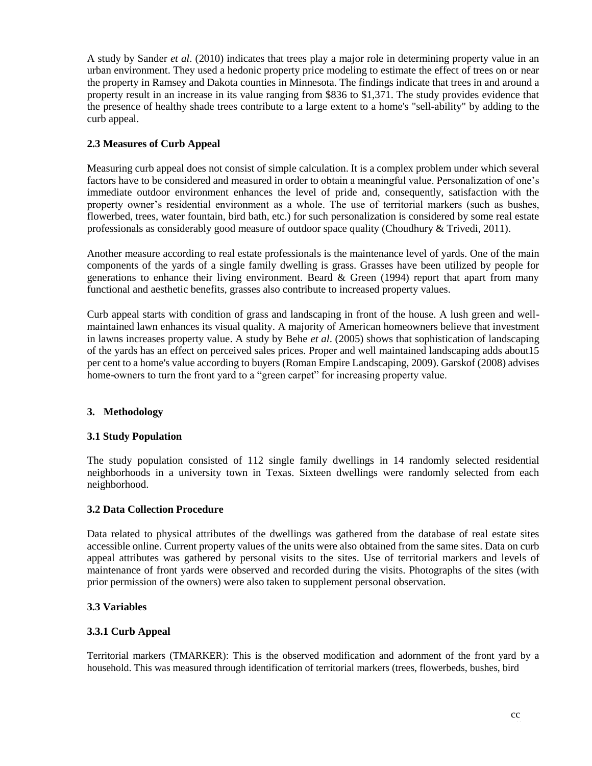A study by Sander *et al*. (2010) indicates that trees play a major role in determining property value in an urban environment. They used a hedonic property price modeling to estimate the effect of trees on or near the property in Ramsey and Dakota counties in Minnesota. The findings indicate that trees in and around a property result in an increase in its value ranging from $836 to $1,371. The study provides evidence that the presence of healthy shade trees contribute to a large extent to a home's "sell-ability" by adding to the curb appeal.

### 2.3 Measures of Curb Appeal

Measuring curb appeal does not consist of simple calculation. It is a complex problem under which several factors have to be considered and measured in order to obtain a meaningful value. Personalization of one's immediate outdoor environment enhances the level of pride and, consequently, satisfaction with the property owner's residential environment as a whole. The use of territorial markers (such as bushes, flowerbed, trees, water fountain, bird bath, etc.) for such personalization is considered by some real estate professionals as considerably good measure of outdoor space quality (Choudhury & Trivedi, 2011).

Another measure according to real estate professionals is the maintenance level of yards. One of the main components of the yards of a single family dwelling is grass. Grasses have been utilized by people for generations to enhance their living environment. Beard & Green (1994) report that apart from many functional and aesthetic benefits, grasses also contribute to increased property values.

Curb appeal starts with condition of grass and landscaping in front of the house. A lush green and well-maintained lawn enhances its visual quality. A majority of American homeowners believe that investment in lawns increases property value. A study by Behe *et al*. (2005) shows that sophistication of landscaping of the yards has an effect on perceived sales prices. Proper and well maintained landscaping adds about15 per cent to a home's value according to buyers (Roman Empire Landscaping, 2009). Garskof (2008) advises home-owners to turn the front yard to a "green carpet" for increasing property value.

## 3. Methodology

### 3.1 Study Population

The study population consisted of 112 single family dwellings in 14 randomly selected residential neighborhoods in a university town in Texas. Sixteen dwellings were randomly selected from each neighborhood.

### 3.2 Data Collection Procedure

Data related to physical attributes of the dwellings was gathered from the database of real estate sites accessible online. Current property values of the units were also obtained from the same sites. Data on curb appeal attributes was gathered by personal visits to the sites. Use of territorial markers and levels of maintenance of front yards were observed and recorded during the visits. Photographs of the sites (with prior permission of the owners) were also taken to supplement personal observation.

### 3.3 Variables

#### 3.3.1 Curb Appeal

Territorial markers (TMARKER): This is the observed modification and adornment of the front yard by a household. This was measured through identification of territorial markers (trees, flowerbeds, bushes, bird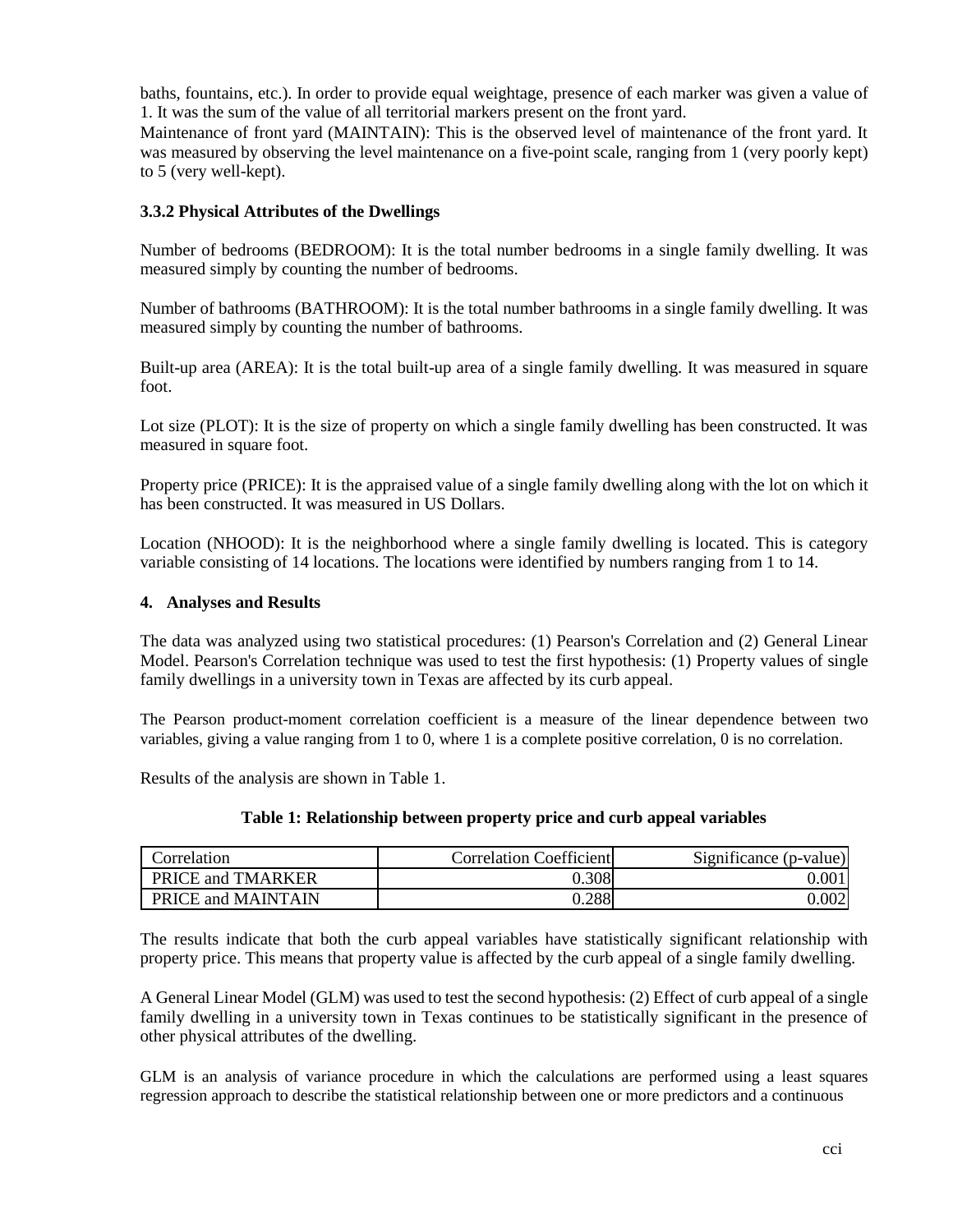baths, fountains, etc.). In order to provide equal weightage, presence of each marker was given a value of 1. It was the sum of the value of all territorial markers present on the front yard.
Maintenance of front yard (MAINTAIN): This is the observed level of maintenance of the front yard. It was measured by observing the level maintenance on a five-point scale, ranging from 1 (very poorly kept) to 5 (very well-kept).

### 3.3.2 Physical Attributes of the Dwellings

Number of bedrooms (BEDROOM): It is the total number bedrooms in a single family dwelling. It was measured simply by counting the number of bedrooms.

Number of bathrooms (BATHROOM): It is the total number bathrooms in a single family dwelling. It was measured simply by counting the number of bathrooms.

Built-up area (AREA): It is the total built-up area of a single family dwelling. It was measured in square foot.

Lot size (PLOT): It is the size of property on which a single family dwelling has been constructed. It was measured in square foot.

Property price (PRICE): It is the appraised value of a single family dwelling along with the lot on which it has been constructed. It was measured in US Dollars.

Location (NHOOD): It is the neighborhood where a single family dwelling is located. This is category variable consisting of 14 locations. The locations were identified by numbers ranging from 1 to 14.

## 4. Analyses and Results

The data was analyzed using two statistical procedures: (1) Pearson's Correlation and (2) General Linear Model. Pearson's Correlation technique was used to test the first hypothesis: (1) Property values of single family dwellings in a university town in Texas are affected by its curb appeal.

The Pearson product-moment correlation coefficient is a measure of the linear dependence between two variables, giving a value ranging from 1 to 0, where 1 is a complete positive correlation, 0 is no correlation.

Results of the analysis are shown in Table 1.

**Table 1: Relationship between property price and curb appeal variables**

| Correlation | Correlation Coefficient | Significance (p-value) |
|---|---|---|
| PRICE and TMARKER | 0.308 | 0.001 |
| PRICE and MAINTAIN | 0.288 | 0.002 |

The results indicate that both the curb appeal variables have statistically significant relationship with property price. This means that property value is affected by the curb appeal of a single family dwelling.

A General Linear Model (GLM) was used to test the second hypothesis: (2) Effect of curb appeal of a single family dwelling in a university town in Texas continues to be statistically significant in the presence of other physical attributes of the dwelling.

GLM is an analysis of variance procedure in which the calculations are performed using a least squares regression approach to describe the statistical relationship between one or more predictors and a continuous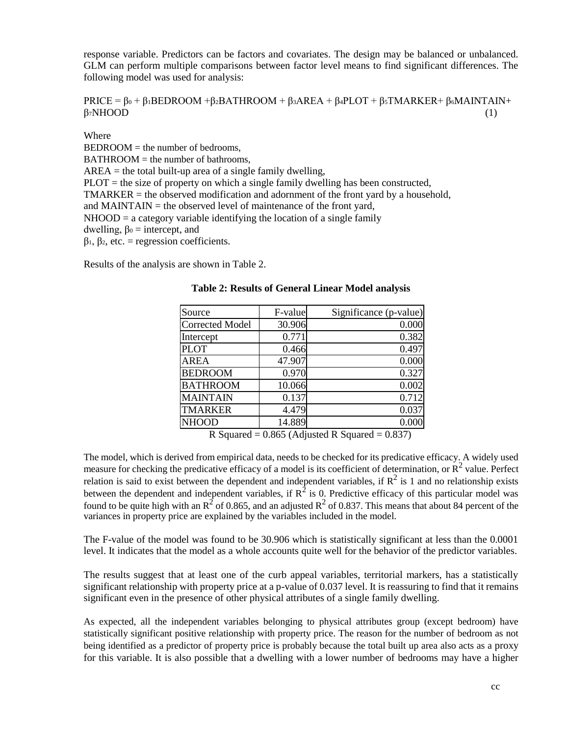response variable. Predictors can be factors and covariates. The design may be balanced or unbalanced. GLM can perform multiple comparisons between factor level means to find significant differences. The following model was used for analysis:

$$PRICE = \beta_0 + \beta_1 BEDROOM + \beta_2 BATHROOM + \beta_3 AREA + \beta_4 PLOT + \beta_5 TMARKER + \beta_6 MAINTAIN + \beta_7 NHOOD \quad (1)$$

Where

BEDROOM = the number of bedrooms,
BATHROOM = the number of bathrooms,
AREA = the total built-up area of a single family dwelling,
PLOT = the size of property on which a single family dwelling has been constructed,
TMARKER = the observed modification and adornment of the front yard by a household,
and MAINTAIN = the observed level of maintenance of the front yard,
NHOOD = a category variable identifying the location of a single family dwelling, $\beta_0$ = intercept, and
$\beta_1$, $\beta_2$, etc. = regression coefficients.

Results of the analysis are shown in Table 2.

**Table 2: Results of General Linear Model analysis**

| Source | F-value | Significance (p-value) |
|---|---|---|
| Corrected Model | 30.906 | 0.000 |
| Intercept | 0.771 | 0.382 |
| PLOT | 0.466 | 0.497 |
| AREA | 47.907 | 0.000 |
| BEDROOM | 0.970 | 0.327 |
| BATHROOM | 10.066 | 0.002 |
| MAINTAIN | 0.137 | 0.712 |
| TMARKER | 4.479 | 0.037 |
| NHOOD | 14.889 | 0.000 |

R Squared = 0.865 (Adjusted R Squared = 0.837)

The model, which is derived from empirical data, needs to be checked for its predicative efficacy. A widely used measure for checking the predicative efficacy of a model is its coefficient of determination, or $R^2$ value. Perfect relation is said to exist between the dependent and independent variables, if $R^2$ is 1 and no relationship exists between the dependent and independent variables, if $R^2$ is 0. Predictive efficacy of this particular model was found to be quite high with an $R^2$ of 0.865, and an adjusted $R^2$ of 0.837. This means that about 84 percent of the variances in property price are explained by the variables included in the model.

The F-value of the model was found to be 30.906 which is statistically significant at less than the 0.0001 level. It indicates that the model as a whole accounts quite well for the behavior of the predictor variables.

The results suggest that at least one of the curb appeal variables, territorial markers, has a statistically significant relationship with property price at a p-value of 0.037 level. It is reassuring to find that it remains significant even in the presence of other physical attributes of a single family dwelling.

As expected, all the independent variables belonging to physical attributes group (except bedroom) have statistically significant positive relationship with property price. The reason for the number of bedroom as not being identified as a predictor of property price is probably because the total built up area also acts as a proxy for this variable. It is also possible that a dwelling with a lower number of bedrooms may have a higher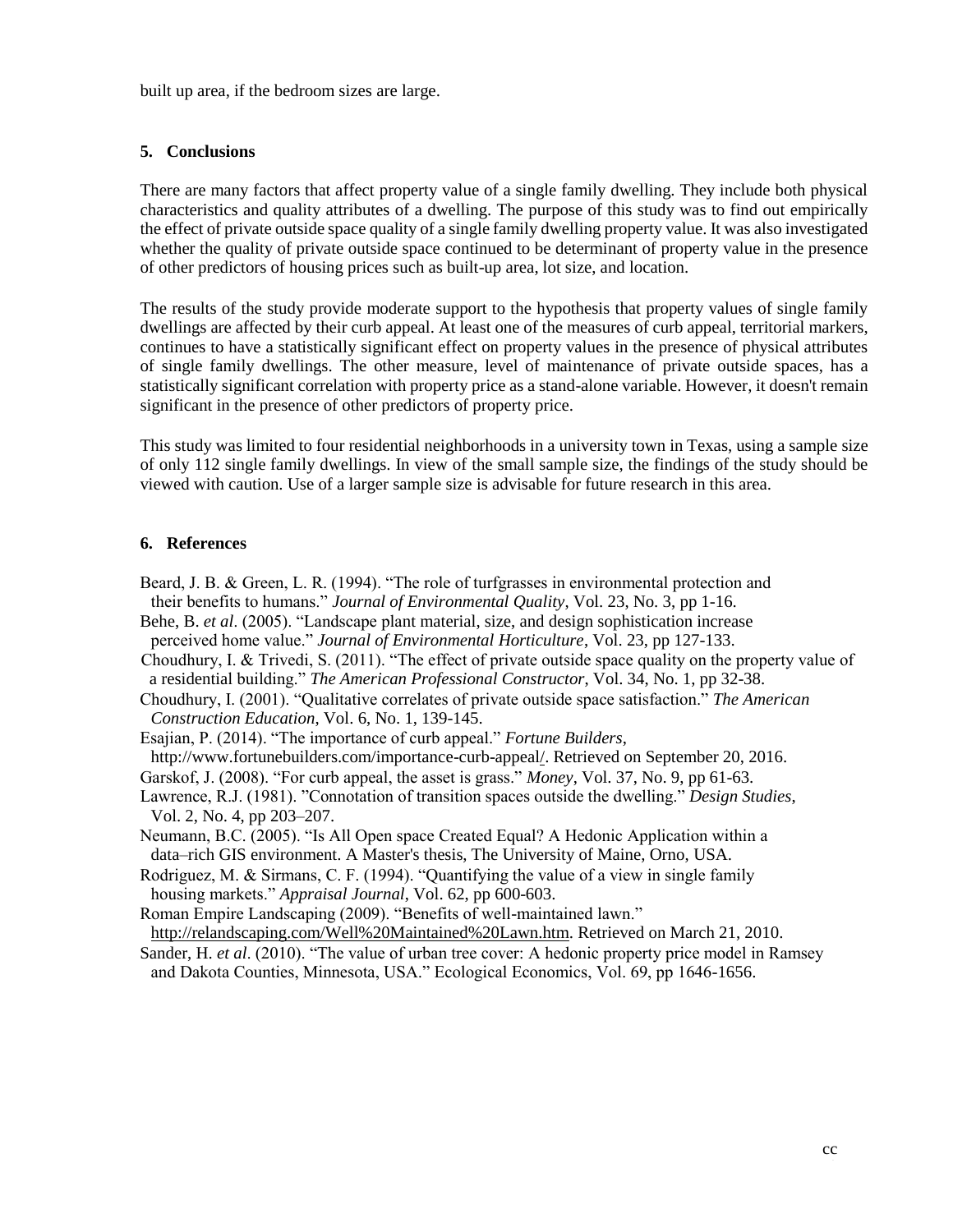built up area, if the bedroom sizes are large.

## 5. Conclusions

There are many factors that affect property value of a single family dwelling. They include both physical characteristics and quality attributes of a dwelling. The purpose of this study was to find out empirically the effect of private outside space quality of a single family dwelling property value. It was also investigated whether the quality of private outside space continued to be determinant of property value in the presence of other predictors of housing prices such as built-up area, lot size, and location.

The results of the study provide moderate support to the hypothesis that property values of single family dwellings are affected by their curb appeal. At least one of the measures of curb appeal, territorial markers, continues to have a statistically significant effect on property values in the presence of physical attributes of single family dwellings. The other measure, level of maintenance of private outside spaces, has a statistically significant correlation with property price as a stand-alone variable. However, it doesn't remain significant in the presence of other predictors of property price.

This study was limited to four residential neighborhoods in a university town in Texas, using a sample size of only 112 single family dwellings. In view of the small sample size, the findings of the study should be viewed with caution. Use of a larger sample size is advisable for future research in this area.

## 6. References

Beard, J. B. & Green, L. R. (1994). "The role of turfgrasses in environmental protection and their benefits to humans." *Journal of Environmental Quality*, Vol. 23, No. 3, pp 1-16.

Behe, B. *et al*. (2005). "Landscape plant material, size, and design sophistication increase perceived home value." *Journal of Environmental Horticulture*, Vol. 23, pp 127-133.

Choudhury, I. & Trivedi, S. (2011). "The effect of private outside space quality on the property value of a residential building." *The American Professional Constructor*, Vol. 34, No. 1, pp 32-38.

Choudhury, I. (2001). "Qualitative correlates of private outside space satisfaction." *The American Construction Education*, Vol. 6, No. 1, 139-145.

Esajian, P. (2014). "The importance of curb appeal." *Fortune Builders*, http://www.fortunebuilders.com/importance-curb-appeal/. Retrieved on September 20, 2016.

Garskof, J. (2008). "For curb appeal, the asset is grass." *Money*, Vol. 37, No. 9, pp 61-63.

Lawrence, R.J. (1981). "Connotation of transition spaces outside the dwelling." *Design Studies*, Vol. 2, No. 4, pp 203–207.

Neumann, B.C. (2005). "Is All Open space Created Equal? A Hedonic Application within a data–rich GIS environment. A Master's thesis, The University of Maine, Orno, USA.

Rodriguez, M. & Sirmans, C. F. (1994). "Quantifying the value of a view in single family housing markets." *Appraisal Journal*, Vol. 62, pp 600-603.

Roman Empire Landscaping (2009). "Benefits of well-maintained lawn." http://relandscaping.com/Well%20Maintained%20Lawn.htm. Retrieved on March 21, 2010.

Sander, H. *et al*. (2010). "The value of urban tree cover: A hedonic property price model in Ramsey and Dakota Counties, Minnesota, USA." Ecological Economics, Vol. 69, pp 1646-1656.